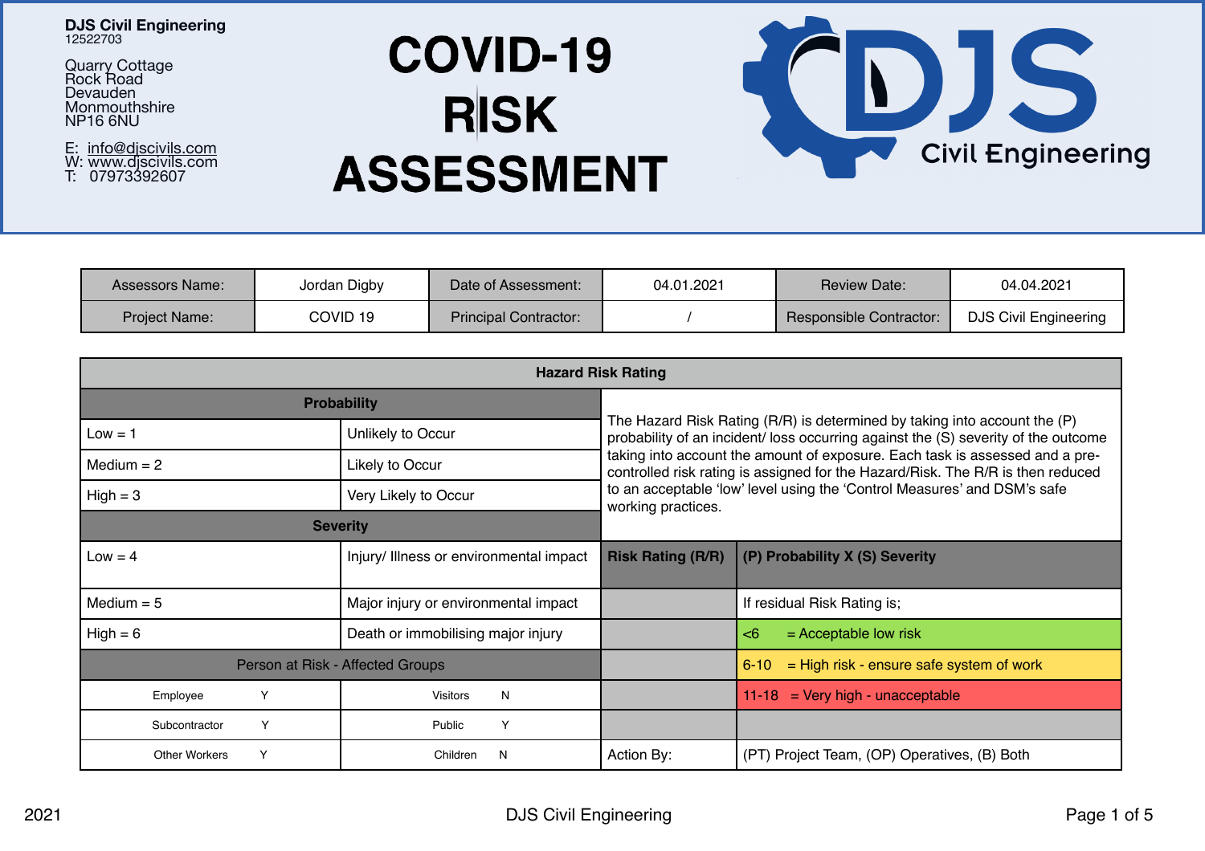**DJS Civil Engineering**
12522703

Quarry Cottage
Rock Road
Devauden
Monmouthshire
NP16 6NU

E: info@djscivils.com
W: www.djscivils.com
T: 07973392607

# COVID-19 RISK ASSESSMENT

DJS Civil Engineering

| Assessors Name: | Jordan Digby | Date of Assessment: | 04.01.2021 | Review Date: | 04.04.2021 |
|---|---|---|---|---|---|
| Project Name: | COVID 19 | Principal Contractor: | / | Responsible Contractor: | DJS Civil Engineering |

| **Hazard Risk Rating** | | | |
|---|---|---|---|
| **Probability** | | The Hazard Risk Rating (R/R) is determined by taking into account the (P) probability of an incident/ loss occurring against the (S) severity of the outcome taking into account the amount of exposure. Each task is assessed and a pre-controlled risk rating is assigned for the Hazard/Risk. The R/R is then reduced to an acceptable 'low' level using the 'Control Measures' and DSM's safe working practices. | |
| Low = 1 | Unlikely to Occur | | |
| Medium = 2 | Likely to Occur | | |
| High = 3 | Very Likely to Occur | | |
| **Severity** | | | |
| Low = 4 | Injury/ Illness or environmental impact | **Risk Rating (R/R)** | **(P) Probability X (S) Severity** |
| Medium = 5 | Major injury or environmental impact | | If residual Risk Rating is; |
| High = 6 | Death or immobilising major injury | | <6 = Acceptable low risk |
| Person at Risk - Affected Groups | | | 6-10 = High risk - ensure safe system of work |
| Employee Y | Visitors N | | 11-18 = Very high - unacceptable |
| Subcontractor Y | Public Y | | |
| Other Workers Y | Children N | Action By: | (PT) Project Team, (OP) Operatives, (B) Both |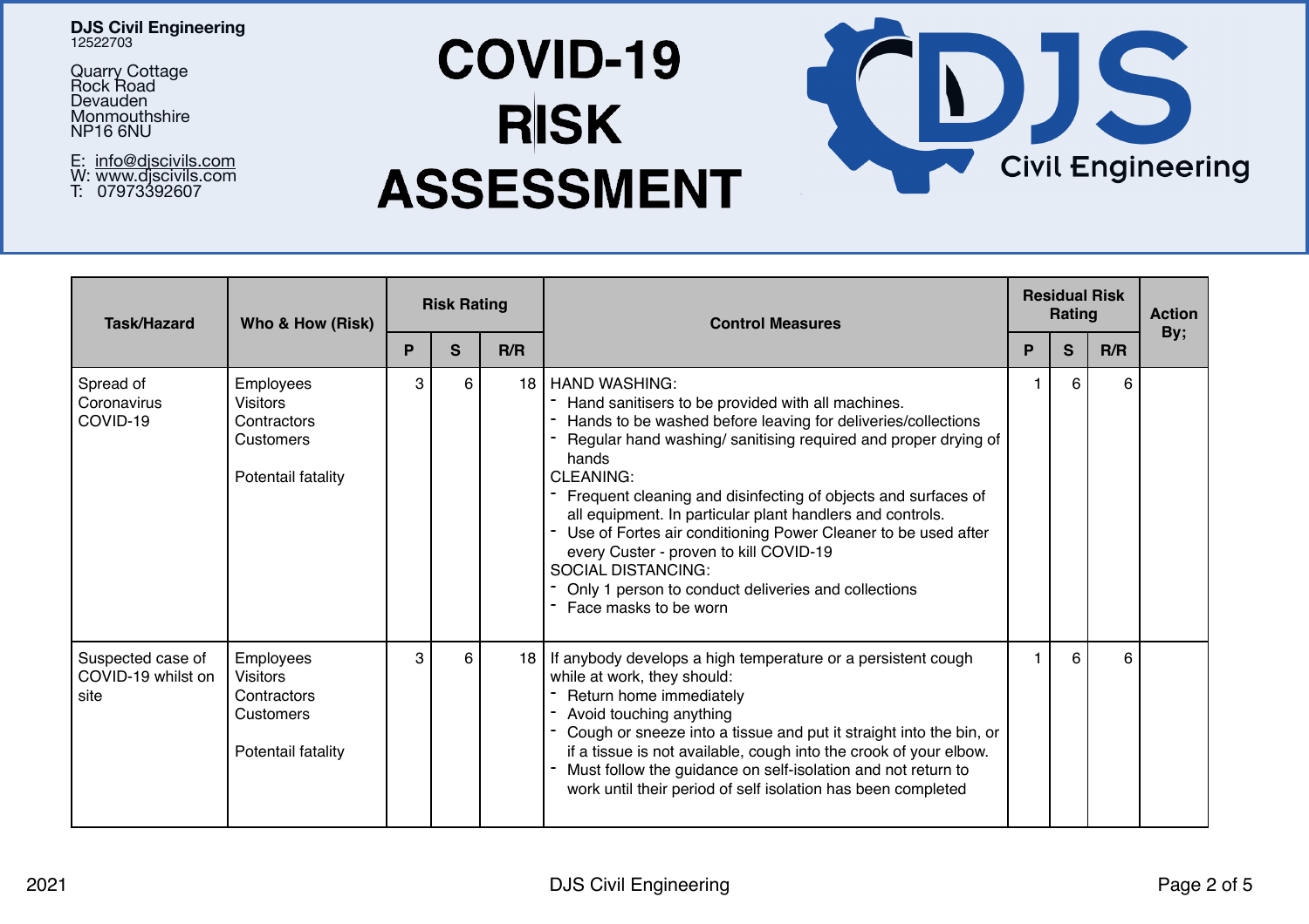**DJS Civil Engineering**
12522703

Quarry Cottage
Rock Road
Devauden
Monmouthshire
NP16 6NU

E: info@djscivils.com
W: www.djscivils.com
T: 07973392607

# COVID-19 RISK ASSESSMENT

| Task/Hazard | Who & How (Risk) | Risk Rating | | | Control Measures | Residual Risk Rating | | | Action By; |
|---|---|---|---|---|---|---|---|---|---|
| | | P | S | R/R | | P | S | R/R | |
| Spread of Coronavirus COVID-19 | Employees<br>Visitors<br>Contractors<br>Customers<br><br>Potentail fatality | 3 | 6 | 18 | HAND WASHING:<br>- Hand sanitisers to be provided with all machines.<br>- Hands to be washed before leaving for deliveries/collections<br>- Regular hand washing/ sanitising required and proper drying of hands<br>CLEANING:<br>- Frequent cleaning and disinfecting of objects and surfaces of all equipment. In particular plant handlers and controls.<br>- Use of Fortes air conditioning Power Cleaner to be used after every Custer - proven to kill COVID-19<br>SOCIAL DISTANCING:<br>- Only 1 person to conduct deliveries and collections<br>- Face masks to be worn | 1 | 6 | 6 | |
| Suspected case of COVID-19 whilst on site | Employees<br>Visitors<br>Contractors<br>Customers<br><br>Potentail fatality | 3 | 6 | 18 | If anybody develops a high temperature or a persistent cough while at work, they should:<br>- Return home immediately<br>- Avoid touching anything<br>- Cough or sneeze into a tissue and put it straight into the bin, or if a tissue is not available, cough into the crook of your elbow.<br>- Must follow the guidance on self-isolation and not return to work until their period of self isolation has been completed | 1 | 6 | 6 | |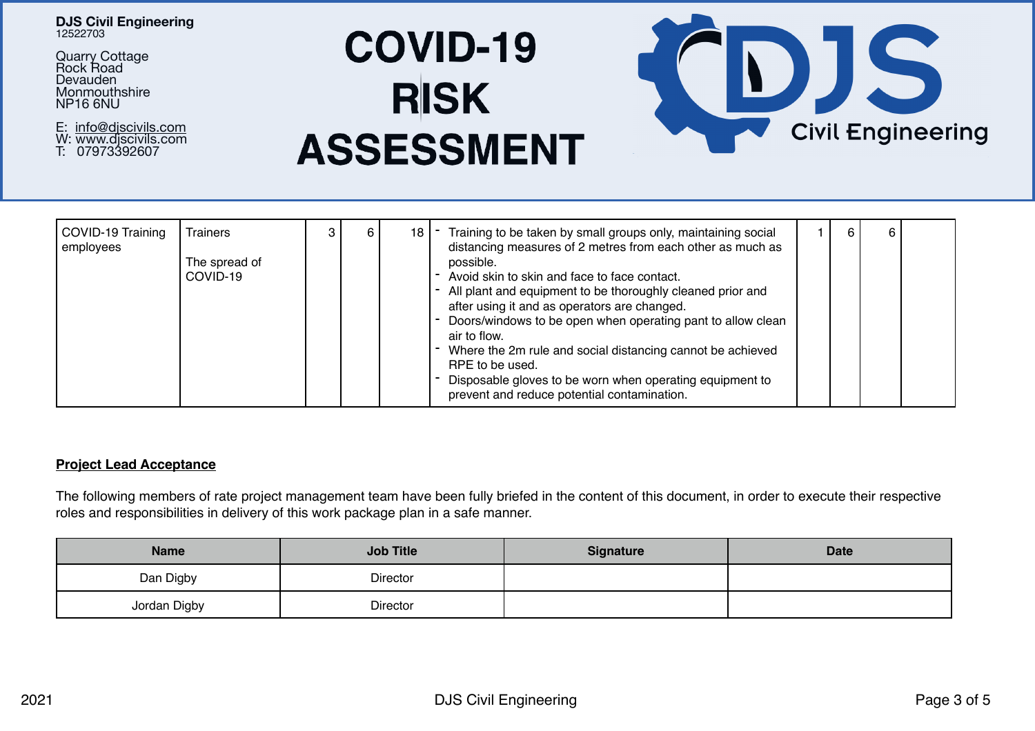DJS Civil Engineering
12522703

Quarry Cottage
Rock Road
Devauden
Monmouthshire
NP16 6NU

E: info@djscivils.com
W: www.djscivils.com
T: 07973392607

# COVID-19 RISK ASSESSMENT

DJS Civil Engineering

| | | | | | | | | | |
|---|---|---|---|---|---|---|---|---|---|
| COVID-19 Training employees | Trainers<br><br>The spread of COVID-19 | 3 | 6 | 18 | - Training to be taken by small groups only, maintaining social distancing measures of 2 metres from each other as much as possible.<br>- Avoid skin to skin and face to face contact.<br>- All plant and equipment to be thoroughly cleaned prior and after using it and as operators are changed.<br>- Doors/windows to be open when operating pant to allow clean air to flow.<br>- Where the 2m rule and social distancing cannot be achieved RPE to be used.<br>- Disposable gloves to be worn when operating equipment to prevent and reduce potential contamination. | 1 | 6 | 6 | |

**Project Lead Acceptance**

The following members of rate project management team have been fully briefed in the content of this document, in order to execute their respective roles and responsibilities in delivery of this work package plan in a safe manner.

| Name | Job Title | Signature | Date |
|---|---|---|---|
| Dan Digby | Director | | |
| Jordan Digby | Director | | |